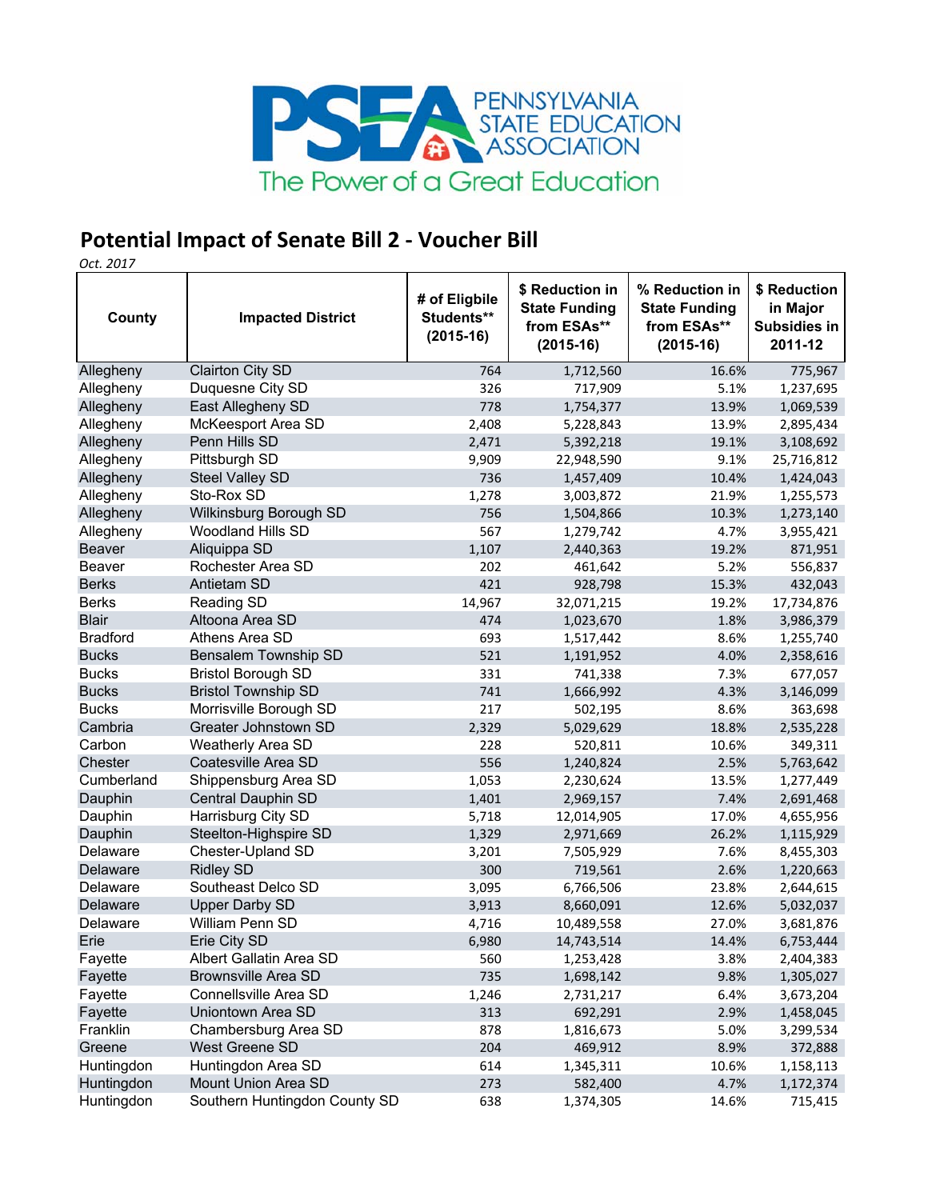PENNSYLVANIA STATE EDUCATION ASSOCIATION

The Power of a Great Education

# Potential Impact of Senate Bill 2 - Voucher Bill

*Oct. 2017*

| County | Impacted District | # of Eligible Students** (2015-16) | $ Reduction in State Funding from ESAs** (2015-16) | % Reduction in State Funding from ESAs** (2015-16) | $ Reduction in Major Subsidies in 2011-12 |
|---|---|---|---|---|---|
| Allegheny | Clairton City SD | 764 | 1,712,560 | 16.6% | 775,967 |
| Allegheny | Duquesne City SD | 326 | 717,909 | 5.1% | 1,237,695 |
| Allegheny | East Allegheny SD | 778 | 1,754,377 | 13.9% | 1,069,539 |
| Allegheny | McKeesport Area SD | 2,408 | 5,228,843 | 13.9% | 2,895,434 |
| Allegheny | Penn Hills SD | 2,471 | 5,392,218 | 19.1% | 3,108,692 |
| Allegheny | Pittsburgh SD | 9,909 | 22,948,590 | 9.1% | 25,716,812 |
| Allegheny | Steel Valley SD | 736 | 1,457,409 | 10.4% | 1,424,043 |
| Allegheny | Sto-Rox SD | 1,278 | 3,003,872 | 21.9% | 1,255,573 |
| Allegheny | Wilkinsburg Borough SD | 756 | 1,504,866 | 10.3% | 1,273,140 |
| Allegheny | Woodland Hills SD | 567 | 1,279,742 | 4.7% | 3,955,421 |
| Beaver | Aliquippa SD | 1,107 | 2,440,363 | 19.2% | 871,951 |
| Beaver | Rochester Area SD | 202 | 461,642 | 5.2% | 556,837 |
| Berks | Antietam SD | 421 | 928,798 | 15.3% | 432,043 |
| Berks | Reading SD | 14,967 | 32,071,215 | 19.2% | 17,734,876 |
| Blair | Altoona Area SD | 474 | 1,023,670 | 1.8% | 3,986,379 |
| Bradford | Athens Area SD | 693 | 1,517,442 | 8.6% | 1,255,740 |
| Bucks | Bensalem Township SD | 521 | 1,191,952 | 4.0% | 2,358,616 |
| Bucks | Bristol Borough SD | 331 | 741,338 | 7.3% | 677,057 |
| Bucks | Bristol Township SD | 741 | 1,666,992 | 4.3% | 3,146,099 |
| Bucks | Morrisville Borough SD | 217 | 502,195 | 8.6% | 363,698 |
| Cambria | Greater Johnstown SD | 2,329 | 5,029,629 | 18.8% | 2,535,228 |
| Carbon | Weatherly Area SD | 228 | 520,811 | 10.6% | 349,311 |
| Chester | Coatesville Area SD | 556 | 1,240,824 | 2.5% | 5,763,642 |
| Cumberland | Shippensburg Area SD | 1,053 | 2,230,624 | 13.5% | 1,277,449 |
| Dauphin | Central Dauphin SD | 1,401 | 2,969,157 | 7.4% | 2,691,468 |
| Dauphin | Harrisburg City SD | 5,718 | 12,014,905 | 17.0% | 4,655,956 |
| Dauphin | Steelton-Highspire SD | 1,329 | 2,971,669 | 26.2% | 1,115,929 |
| Delaware | Chester-Upland SD | 3,201 | 7,505,929 | 7.6% | 8,455,303 |
| Delaware | Ridley SD | 300 | 719,561 | 2.6% | 1,220,663 |
| Delaware | Southeast Delco SD | 3,095 | 6,766,506 | 23.8% | 2,644,615 |
| Delaware | Upper Darby SD | 3,913 | 8,660,091 | 12.6% | 5,032,037 |
| Delaware | William Penn SD | 4,716 | 10,489,558 | 27.0% | 3,681,876 |
| Erie | Erie City SD | 6,980 | 14,743,514 | 14.4% | 6,753,444 |
| Fayette | Albert Gallatin Area SD | 560 | 1,253,428 | 3.8% | 2,404,383 |
| Fayette | Brownsville Area SD | 735 | 1,698,142 | 9.8% | 1,305,027 |
| Fayette | Connellsville Area SD | 1,246 | 2,731,217 | 6.4% | 3,673,204 |
| Fayette | Uniontown Area SD | 313 | 692,291 | 2.9% | 1,458,045 |
| Franklin | Chambersburg Area SD | 878 | 1,816,673 | 5.0% | 3,299,534 |
| Greene | West Greene SD | 204 | 469,912 | 8.9% | 372,888 |
| Huntingdon | Huntingdon Area SD | 614 | 1,345,311 | 10.6% | 1,158,113 |
| Huntingdon | Mount Union Area SD | 273 | 582,400 | 4.7% | 1,172,374 |
| Huntingdon | Southern Huntingdon County SD | 638 | 1,374,305 | 14.6% | 715,415 |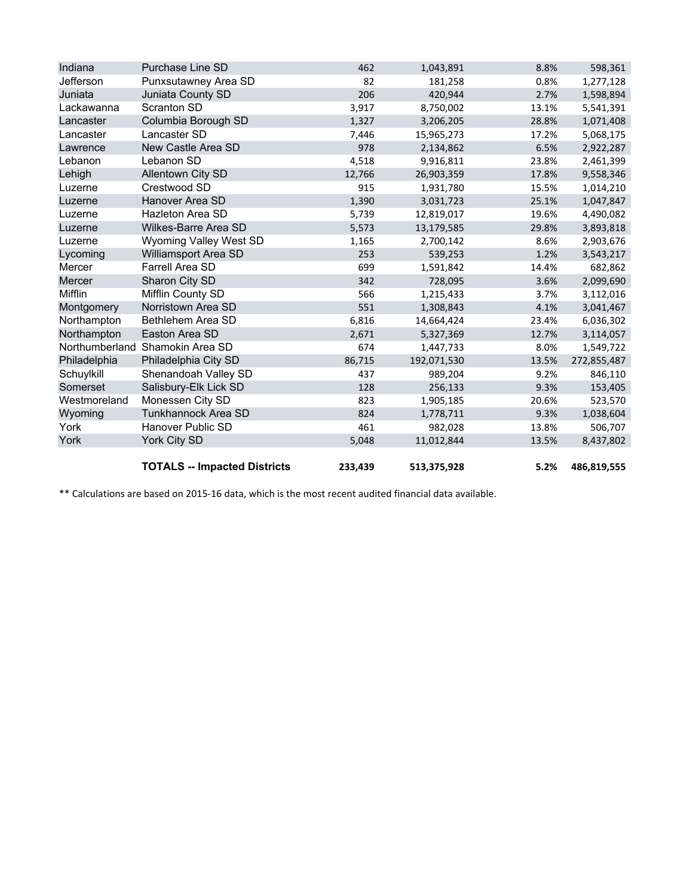| | | | | | |
|---|---|---|---|---|---|
| Indiana | Purchase Line SD | 462 | 1,043,891 | 8.8% | 598,361 |
| Jefferson | Punxsutawney Area SD | 82 | 181,258 | 0.8% | 1,277,128 |
| Juniata | Juniata County SD | 206 | 420,944 | 2.7% | 1,598,894 |
| Lackawanna | Scranton SD | 3,917 | 8,750,002 | 13.1% | 5,541,391 |
| Lancaster | Columbia Borough SD | 1,327 | 3,206,205 | 28.8% | 1,071,408 |
| Lancaster | Lancaster SD | 7,446 | 15,965,273 | 17.2% | 5,068,175 |
| Lawrence | New Castle Area SD | 978 | 2,134,862 | 6.5% | 2,922,287 |
| Lebanon | Lebanon SD | 4,518 | 9,916,811 | 23.8% | 2,461,399 |
| Lehigh | Allentown City SD | 12,766 | 26,903,359 | 17.8% | 9,558,346 |
| Luzerne | Crestwood SD | 915 | 1,931,780 | 15.5% | 1,014,210 |
| Luzerne | Hanover Area SD | 1,390 | 3,031,723 | 25.1% | 1,047,847 |
| Luzerne | Hazleton Area SD | 5,739 | 12,819,017 | 19.6% | 4,490,082 |
| Luzerne | Wilkes-Barre Area SD | 5,573 | 13,179,585 | 29.8% | 3,893,818 |
| Luzerne | Wyoming Valley West SD | 1,165 | 2,700,142 | 8.6% | 2,903,676 |
| Lycoming | Williamsport Area SD | 253 | 539,253 | 1.2% | 3,543,217 |
| Mercer | Farrell Area SD | 699 | 1,591,842 | 14.4% | 682,862 |
| Mercer | Sharon City SD | 342 | 728,095 | 3.6% | 2,099,690 |
| Mifflin | Mifflin County SD | 566 | 1,215,433 | 3.7% | 3,112,016 |
| Montgomery | Norristown Area SD | 551 | 1,308,843 | 4.1% | 3,041,467 |
| Northampton | Bethlehem Area SD | 6,816 | 14,664,424 | 23.4% | 6,036,302 |
| Northampton | Easton Area SD | 2,671 | 5,327,369 | 12.7% | 3,114,057 |
| Northumberland | Shamokin Area SD | 674 | 1,447,733 | 8.0% | 1,549,722 |
| Philadelphia | Philadelphia City SD | 86,715 | 192,071,530 | 13.5% | 272,855,487 |
| Schuylkill | Shenandoah Valley SD | 437 | 989,204 | 9.2% | 846,110 |
| Somerset | Salisbury-Elk Lick SD | 128 | 256,133 | 9.3% | 153,405 |
| Westmoreland | Monessen City SD | 823 | 1,905,185 | 20.6% | 523,570 |
| Wyoming | Tunkhannock Area SD | 824 | 1,778,711 | 9.3% | 1,038,604 |
| York | Hanover Public SD | 461 | 982,028 | 13.8% | 506,707 |
| York | York City SD | 5,048 | 11,012,844 | 13.5% | 8,437,802 |
| | **TOTALS -- Impacted Districts** | **233,439** | **513,375,928** | **5.2%** | **486,819,555** |

** Calculations are based on 2015-16 data, which is the most recent audited financial data available.